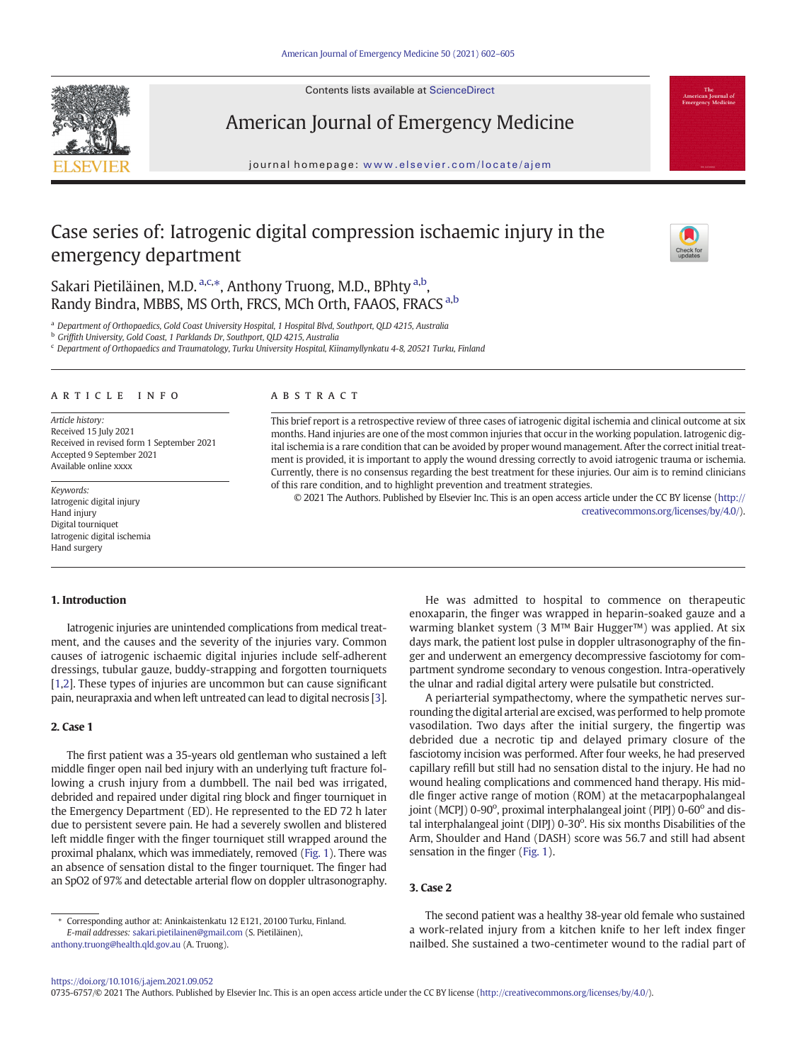Contents lists available at ScienceDirect

American Journal of Emergency Medicine

journal homepage: www.elsevier.com/locate/ajem

# Case series of: Iatrogenic digital compression ischaemic injury in the emergency department

Sakari Pietiläinen, M.D. [a,c,*], Anthony Truong, M.D., BPhty [a,b], Randy Bindra, MBBS, MS Orth, FRCS, MCh Orth, FAAOS, FRACS [a,b]

[a] Department of Orthopaedics, Gold Coast University Hospital, 1 Hospital Blvd, Southport, QLD 4215, Australia
[b] Griffith University, Gold Coast, 1 Parklands Dr, Southport, QLD 4215, Australia
[c] Department of Orthopaedics and Traumatology, Turku University Hospital, Kiinamyllynkatu 4-8, 20521 Turku, Finland

## ARTICLE INFO

*Article history:*
Received 15 July 2021
Received in revised form 1 September 2021
Accepted 9 September 2021
Available online xxxx

*Keywords:*
Iatrogenic digital injury
Hand injury
Digital tourniquet
Iatrogenic digital ischemia
Hand surgery

## ABSTRACT

This brief report is a retrospective review of three cases of iatrogenic digital ischemia and clinical outcome at six months. Hand injuries are one of the most common injuries that occur in the working population. Iatrogenic digital ischemia is a rare condition that can be avoided by proper wound management. After the correct initial treatment is provided, it is important to apply the wound dressing correctly to avoid iatrogenic trauma or ischemia. Currently, there is no consensus regarding the best treatment for these injuries. Our aim is to remind clinicians of this rare condition, and to highlight prevention and treatment strategies.

© 2021 The Authors. Published by Elsevier Inc. This is an open access article under the CC BY license (http://creativecommons.org/licenses/by/4.0/).

## 1. Introduction

Iatrogenic injuries are unintended complications from medical treatment, and the causes and the severity of the injuries vary. Common causes of iatrogenic ischaemic digital injuries include self-adherent dressings, tubular gauze, buddy-strapping and forgotten tourniquets [1,2]. These types of injuries are uncommon but can cause significant pain, neurapraxia and when left untreated can lead to digital necrosis [3].

## 2. Case 1

The first patient was a 35-years old gentleman who sustained a left middle finger open nail bed injury with an underlying tuft fracture following a crush injury from a dumbbell. The nail bed was irrigated, debrided and repaired under digital ring block and finger tourniquet in the Emergency Department (ED). He represented to the ED 72 h later due to persistent severe pain. He had a severely swollen and blistered left middle finger with the finger tourniquet still wrapped around the proximal phalanx, which was immediately, removed (Fig. 1). There was an absence of sensation distal to the finger tourniquet. The finger had an SpO2 of 97% and detectable arterial flow on doppler ultrasonography.

He was admitted to hospital to commence on therapeutic enoxaparin, the finger was wrapped in heparin-soaked gauze and a warming blanket system (3 M™ Bair Hugger™) was applied. At six days mark, the patient lost pulse in doppler ultrasonography of the finger and underwent an emergency decompressive fasciotomy for compartment syndrome secondary to venous congestion. Intra-operatively the ulnar and radial digital artery were pulsatile but constricted.

A periarterial sympathectomy, where the sympathetic nerves surrounding the digital arterial are excised, was performed to help promote vasodilation. Two days after the initial surgery, the fingertip was debrided due a necrotic tip and delayed primary closure of the fasciotomy incision was performed. After four weeks, he had preserved capillary refill but still had no sensation distal to the injury. He had no wound healing complications and commenced hand therapy. His middle finger active range of motion (ROM) at the metacarpophalangeal joint (MCPJ) 0-90$^{o}$, proximal interphalangeal joint (PIPJ) 0-60$^{o}$ and distal interphalangeal joint (DIPJ) 0-30$^{o}$. His six months Disabilities of the Arm, Shoulder and Hand (DASH) score was 56.7 and still had absent sensation in the finger (Fig. 1).

## 3. Case 2

The second patient was a healthy 38-year old female who sustained a work-related injury from a kitchen knife to her left index finger nailbed. She sustained a two-centimeter wound to the radial part of

* Corresponding author at: Aninkaistenkatu 12 E121, 20100 Turku, Finland.
*E-mail addresses:* sakari.pietilainen@gmail.com (S. Pietiläinen), anthony.truong@health.qld.gov.au (A. Truong).

https://doi.org/10.1016/j.ajem.2021.09.052
0735-6757/© 2021 The Authors. Published by Elsevier Inc. This is an open access article under the CC BY license (http://creativecommons.org/licenses/by/4.0/).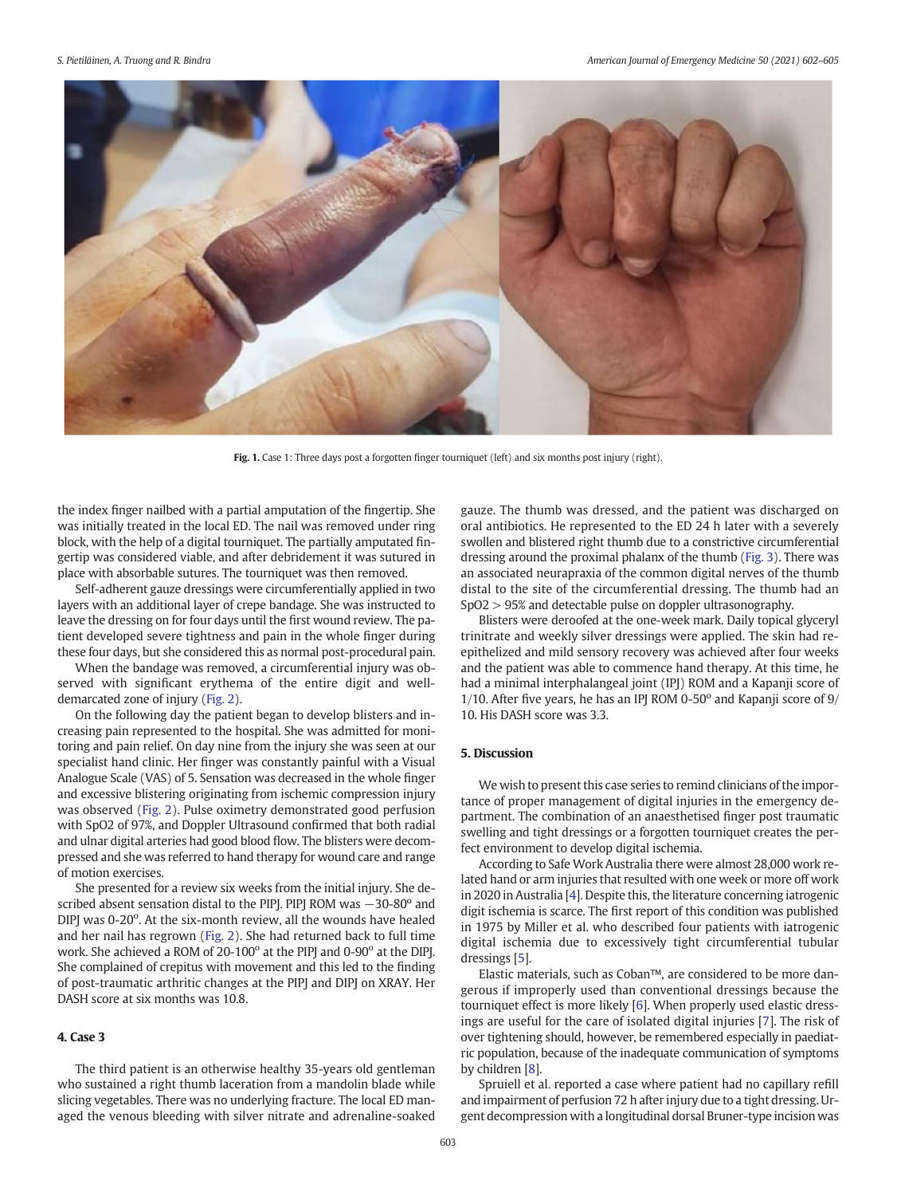Fig. 1. Case 1: Three days post a forgotten finger tourniquet (left) and six months post injury (right).

the index finger nailbed with a partial amputation of the fingertip. She was initially treated in the local ED. The nail was removed under ring block, with the help of a digital tourniquet. The partially amputated fingertip was considered viable, and after debridement it was sutured in place with absorbable sutures. The tourniquet was then removed.

Self-adherent gauze dressings were circumferentially applied in two layers with an additional layer of crepe bandage. She was instructed to leave the dressing on for four days until the first wound review. The patient developed severe tightness and pain in the whole finger during these four days, but she considered this as normal post-procedural pain.

When the bandage was removed, a circumferential injury was observed with significant erythema of the entire digit and well-demarcated zone of injury (Fig. 2).

On the following day the patient began to develop blisters and increasing pain represented to the hospital. She was admitted for monitoring and pain relief. On day nine from the injury she was seen at our specialist hand clinic. Her finger was constantly painful with a Visual Analogue Scale (VAS) of 5. Sensation was decreased in the whole finger and excessive blistering originating from ischemic compression injury was observed (Fig. 2). Pulse oximetry demonstrated good perfusion with SpO2 of 97%, and Doppler Ultrasound confirmed that both radial and ulnar digital arteries had good blood flow. The blisters were decompressed and she was referred to hand therapy for wound care and range of motion exercises.

She presented for a review six weeks from the initial injury. She described absent sensation distal to the PIPJ. PIPJ ROM was −30-80° and DIPJ was 0-20°. At the six-month review, all the wounds have healed and her nail has regrown (Fig. 2). She had returned back to full time work. She achieved a ROM of 20-100° at the PIPJ and 0-90° at the DIPJ. She complained of crepitus with movement and this led to the finding of post-traumatic arthritic changes at the PIPJ and DIPJ on XRAY. Her DASH score at six months was 10.8.

## 4. Case 3

The third patient is an otherwise healthy 35-years old gentleman who sustained a right thumb laceration from a mandolin blade while slicing vegetables. There was no underlying fracture. The local ED managed the venous bleeding with silver nitrate and adrenaline-soaked gauze. The thumb was dressed, and the patient was discharged on oral antibiotics. He represented to the ED 24 h later with a severely swollen and blistered right thumb due to a constrictive circumferential dressing around the proximal phalanx of the thumb (Fig. 3). There was an associated neurapraxia of the common digital nerves of the thumb distal to the site of the circumferential dressing. The thumb had an SpO2 > 95% and detectable pulse on doppler ultrasonography.

Blisters were deroofed at the one-week mark. Daily topical glyceryl trinitrate and weekly silver dressings were applied. The skin had re-epithelized and mild sensory recovery was achieved after four weeks and the patient was able to commence hand therapy. At this time, he had a minimal interphalangeal joint (IPJ) ROM and a Kapanji score of 1/10. After five years, he has an IPJ ROM 0-50° and Kapanji score of 9/10. His DASH score was 3.3.

## 5. Discussion

We wish to present this case series to remind clinicians of the importance of proper management of digital injuries in the emergency department. The combination of an anaesthetised finger post traumatic swelling and tight dressings or a forgotten tourniquet creates the perfect environment to develop digital ischemia.

According to Safe Work Australia there were almost 28,000 work related hand or arm injuries that resulted with one week or more off work in 2020 in Australia [4]. Despite this, the literature concerning iatrogenic digit ischemia is scarce. The first report of this condition was published in 1975 by Miller et al. who described four patients with iatrogenic digital ischemia due to excessively tight circumferential tubular dressings [5].

Elastic materials, such as Coban™, are considered to be more dangerous if improperly used than conventional dressings because the tourniquet effect is more likely [6]. When properly used elastic dressings are useful for the care of isolated digital injuries [7]. The risk of over tightening should, however, be remembered especially in paediatric population, because of the inadequate communication of symptoms by children [8].

Spruiell et al. reported a case where patient had no capillary refill and impairment of perfusion 72 h after injury due to a tight dressing. Urgent decompression with a longitudinal dorsal Bruner-type incision was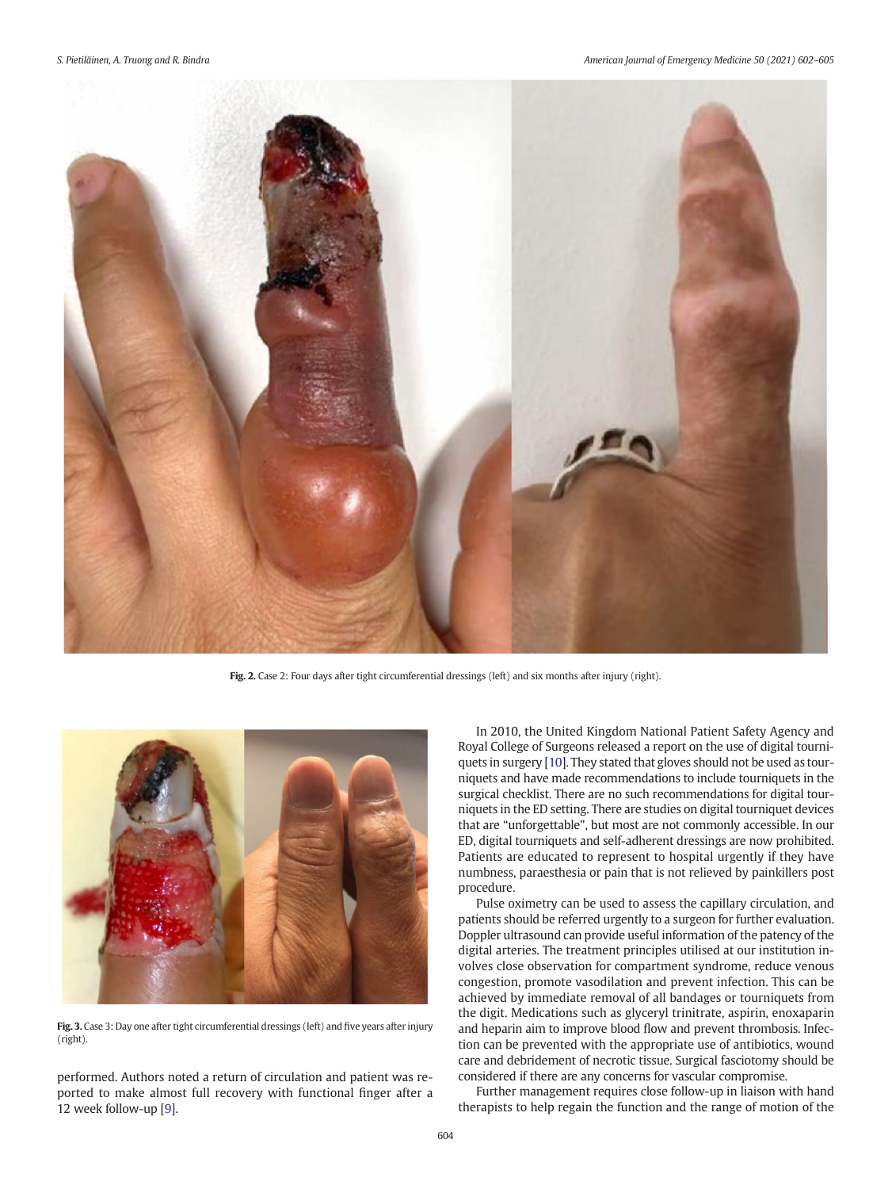**Fig. 2.** Case 2: Four days after tight circumferential dressings (left) and six months after injury (right).

**Fig. 3.** Case 3: Day one after tight circumferential dressings (left) and five years after injury (right).

performed. Authors noted a return of circulation and patient was reported to make almost full recovery with functional finger after a 12 week follow-up [9].

In 2010, the United Kingdom National Patient Safety Agency and Royal College of Surgeons released a report on the use of digital tourniquets in surgery [10]. They stated that gloves should not be used as tourniquets and have made recommendations to include tourniquets in the surgical checklist. There are no such recommendations for digital tourniquets in the ED setting. There are studies on digital tourniquet devices that are "unforgettable", but most are not commonly accessible. In our ED, digital tourniquets and self-adherent dressings are now prohibited. Patients are educated to represent to hospital urgently if they have numbness, paraesthesia or pain that is not relieved by painkillers post procedure.

Pulse oximetry can be used to assess the capillary circulation, and patients should be referred urgently to a surgeon for further evaluation. Doppler ultrasound can provide useful information of the patency of the digital arteries. The treatment principles utilised at our institution involves close observation for compartment syndrome, reduce venous congestion, promote vasodilation and prevent infection. This can be achieved by immediate removal of all bandages or tourniquets from the digit. Medications such as glyceryl trinitrate, aspirin, enoxaparin and heparin aim to improve blood flow and prevent thrombosis. Infection can be prevented with the appropriate use of antibiotics, wound care and debridement of necrotic tissue. Surgical fasciotomy should be considered if there are any concerns for vascular compromise.

Further management requires close follow-up in liaison with hand therapists to help regain the function and the range of motion of the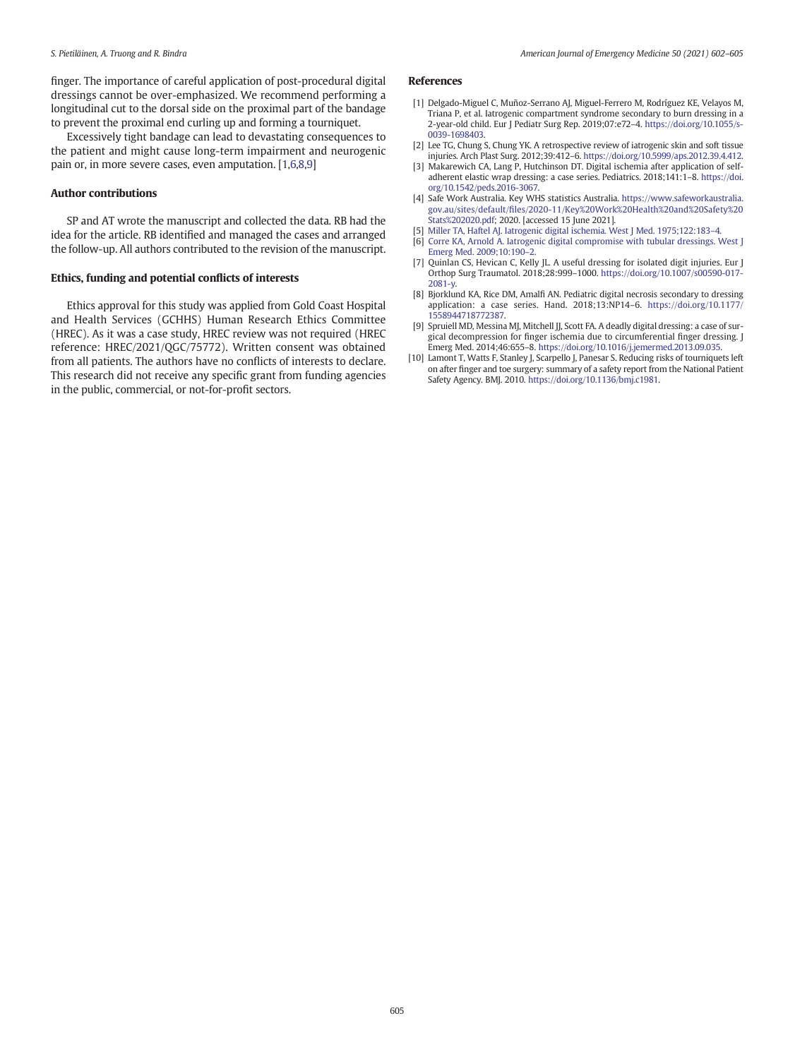finger. The importance of careful application of post-procedural digital dressings cannot be over-emphasized. We recommend performing a longitudinal cut to the dorsal side on the proximal part of the bandage to prevent the proximal end curling up and forming a tourniquet.

Excessively tight bandage can lead to devastating consequences to the patient and might cause long-term impairment and neurogenic pain or, in more severe cases, even amputation. [1,6,8,9]

## Author contributions

SP and AT wrote the manuscript and collected the data. RB had the idea for the article. RB identified and managed the cases and arranged the follow-up. All authors contributed to the revision of the manuscript.

## Ethics, funding and potential conflicts of interests

Ethics approval for this study was applied from Gold Coast Hospital and Health Services (GCHHS) Human Research Ethics Committee (HREC). As it was a case study, HREC review was not required (HREC reference: HREC/2021/QGC/75772). Written consent was obtained from all patients. The authors have no conflicts of interests to declare. This research did not receive any specific grant from funding agencies in the public, commercial, or not-for-profit sectors.

## References

[1] Delgado-Miguel C, Muñoz-Serrano AJ, Miguel-Ferrero M, Rodríguez KE, Velayos M, Triana P, et al. Iatrogenic compartment syndrome secondary to burn dressing in a 2-year-old child. Eur J Pediatr Surg Rep. 2019;07:e72–4. https://doi.org/10.1055/s-0039-1698403.

[2] Lee TG, Chung S, Chung YK. A retrospective review of iatrogenic skin and soft tissue injuries. Arch Plast Surg. 2012;39:412–6. https://doi.org/10.5999/aps.2012.39.4.412.

[3] Makarewich CA, Lang P, Hutchinson DT. Digital ischemia after application of self-adherent elastic wrap dressing: a case series. Pediatrics. 2018;141:1–8. https://doi.org/10.1542/peds.2016-3067.

[4] Safe Work Australia. Key WHS statistics Australia. https://www.safeworkaustralia.gov.au/sites/default/files/2020-11/Key%20Work%20Health%20and%20Safety%20Stats%202020.pdf; 2020. [accessed 15 June 2021].

[5] Miller TA, Haftel AJ. Iatrogenic digital ischemia. West J Med. 1975;122:183–4.

[6] Corre KA, Arnold A. Iatrogenic digital compromise with tubular dressings. West J Emerg Med. 2009;10:190–2.

[7] Quinlan CS, Hevican C, Kelly JL. A useful dressing for isolated digit injuries. Eur J Orthop Surg Traumatol. 2018;28:999–1000. https://doi.org/10.1007/s00590-017-2081-y.

[8] Bjorklund KA, Rice DM, Amalfi AN. Pediatric digital necrosis secondary to dressing application: a case series. Hand. 2018;13:NP14–6. https://doi.org/10.1177/1558944718772387.

[9] Spruiell MD, Messina MJ, Mitchell JJ, Scott FA. A deadly digital dressing: a case of surgical decompression for finger ischemia due to circumferential finger dressing. J Emerg Med. 2014;46:655–8. https://doi.org/10.1016/j.jemermed.2013.09.035.

[10] Lamont T, Watts F, Stanley J, Scarpello J, Panesar S. Reducing risks of tourniquets left on after finger and toe surgery: summary of a safety report from the National Patient Safety Agency. BMJ. 2010. https://doi.org/10.1136/bmj.c1981.